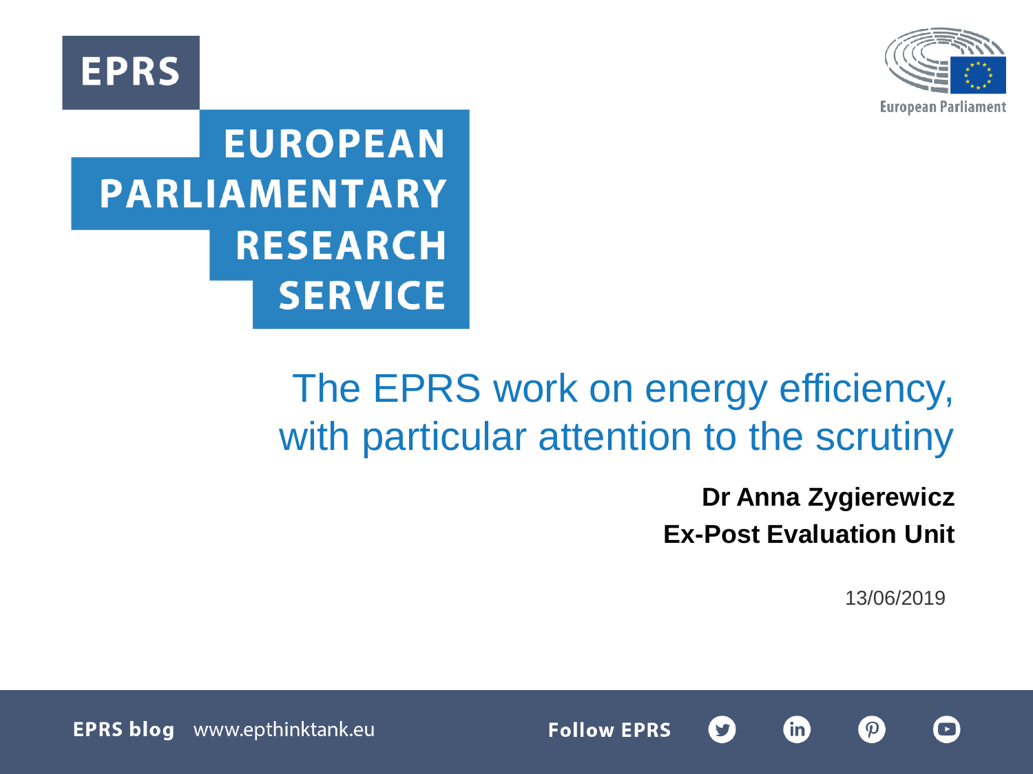EPRS

EUROPEAN PARLIAMENTARY RESEARCH SERVICE

European Parliament

# The EPRS work on energy efficiency, with particular attention to the scrutiny

**Dr Anna Zygierewicz**

**Ex-Post Evaluation Unit**

13/06/2019

**EPRS blog** www.epthinktank.eu **Follow EPRS**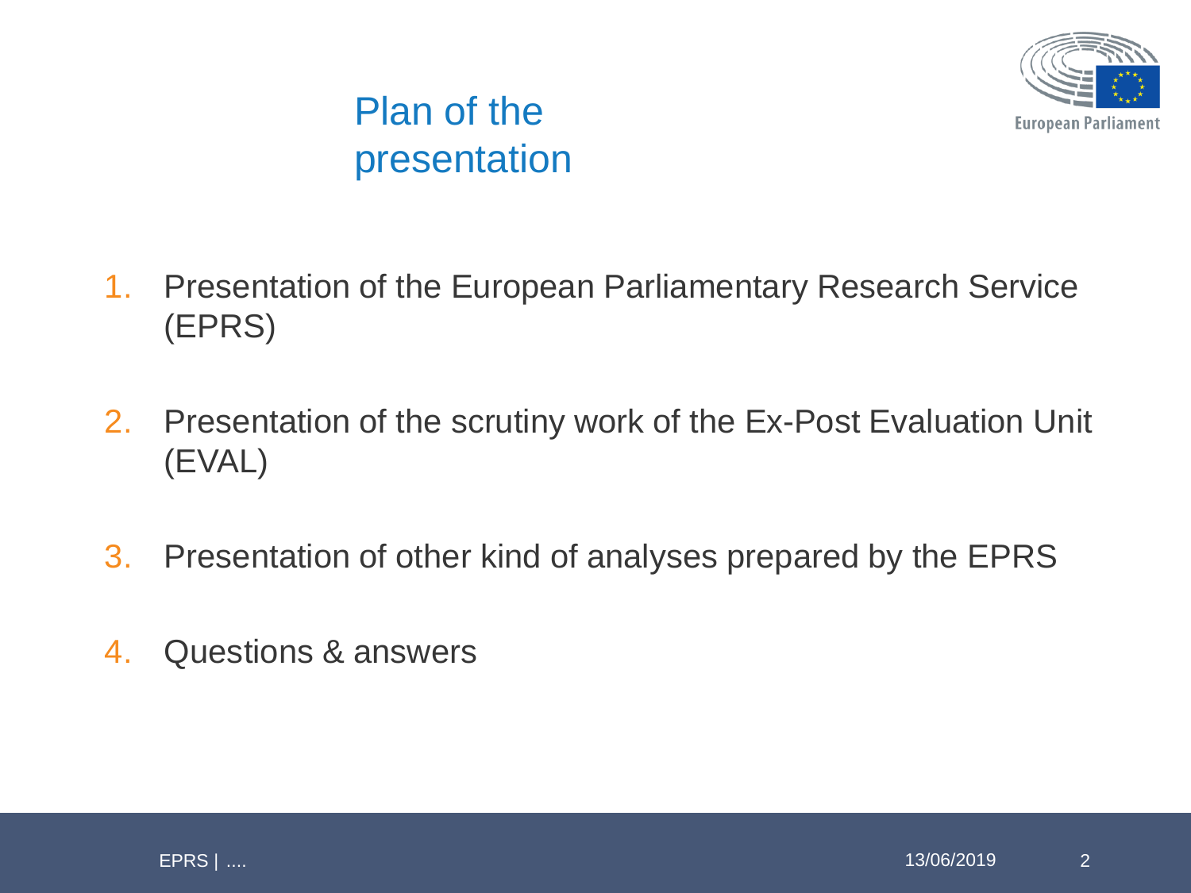# Plan of the presentation

1. Presentation of the European Parliamentary Research Service (EPRS)

2. Presentation of the scrutiny work of the Ex-Post Evaluation Unit (EVAL)

3. Presentation of other kind of analyses prepared by the EPRS

4. Questions & answers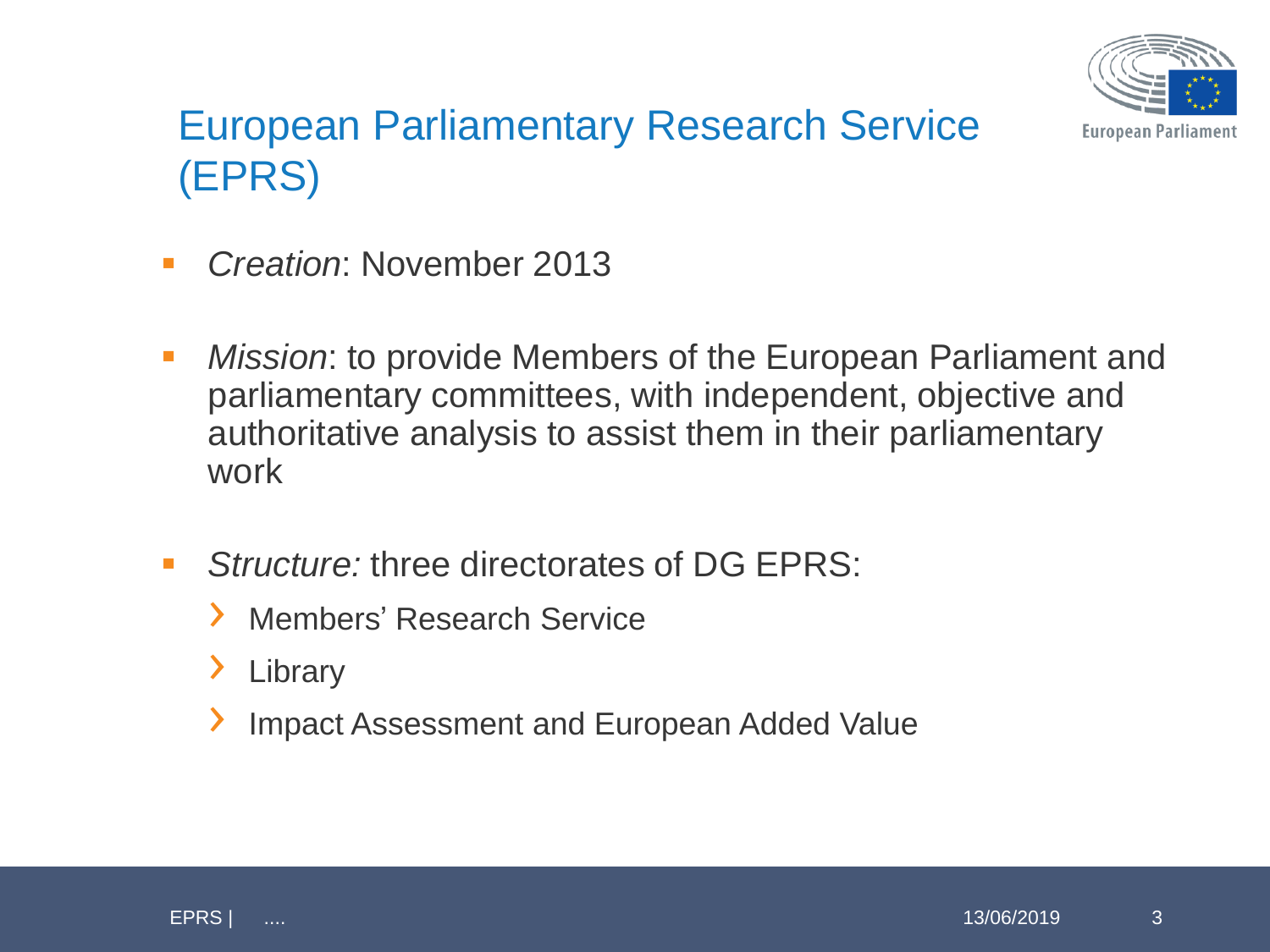# European Parliamentary Research Service (EPRS)

- *Creation*: November 2013
- *Mission*: to provide Members of the European Parliament and parliamentary committees, with independent, objective and authoritative analysis to assist them in their parliamentary work
- *Structure:* three directorates of DG EPRS:
  - Members' Research Service
  - Library
  - Impact Assessment and European Added Value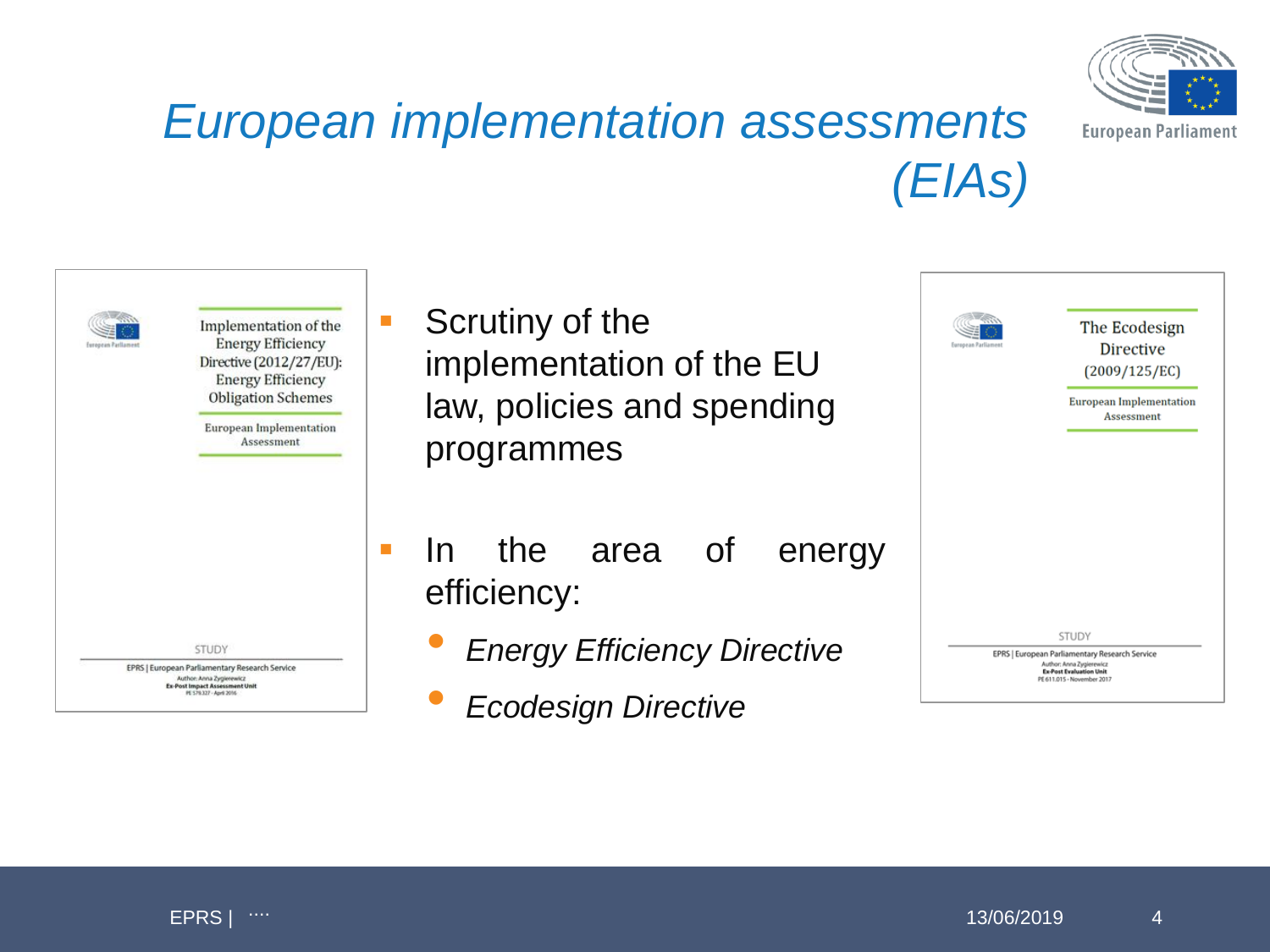# European implementation assessments (EIAs)

Implementation of the Energy Efficiency Directive (2012/27/EU): Energy Efficiency Obligation Schemes

European Implementation Assessment

STUDY

EPRS | European Parliamentary Research Service

Author: Anna Zygierewicz

Ex-Post Impact Assessment Unit

PE 579.327 - April 2016

- Scrutiny of the implementation of the EU law, policies and spending programmes
- In the area of energy efficiency:
  - *Energy Efficiency Directive*
  - *Ecodesign Directive*

The Ecodesign Directive (2009/125/EC)

European Implementation Assessment

STUDY

EPRS | European Parliamentary Research Service

Author: Anna Zygierewicz

Ex-Post Evaluation Unit

PE 611.015 - November 2017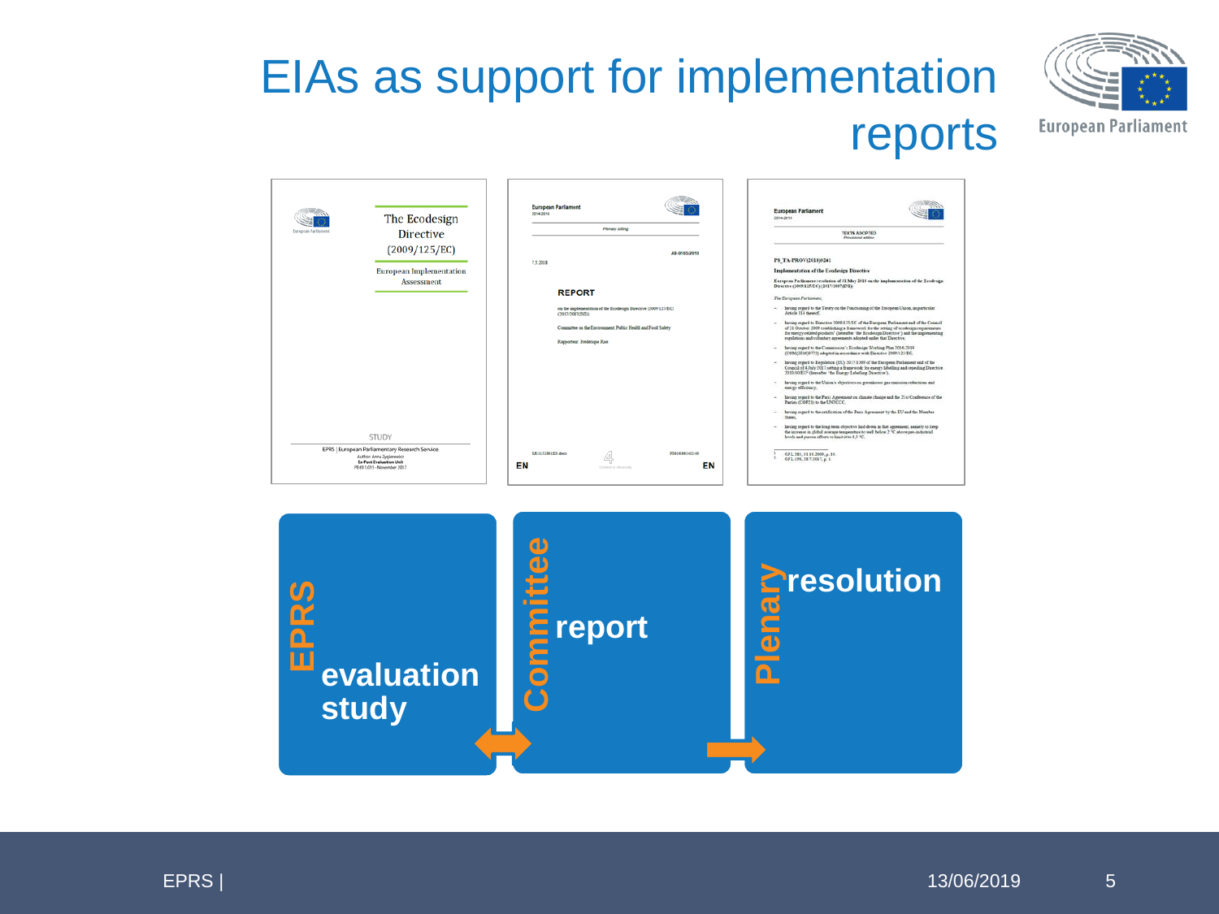# EIAs as support for implementation reports

**EPRS** evaluation study

**Committee** report

**Plenary** resolution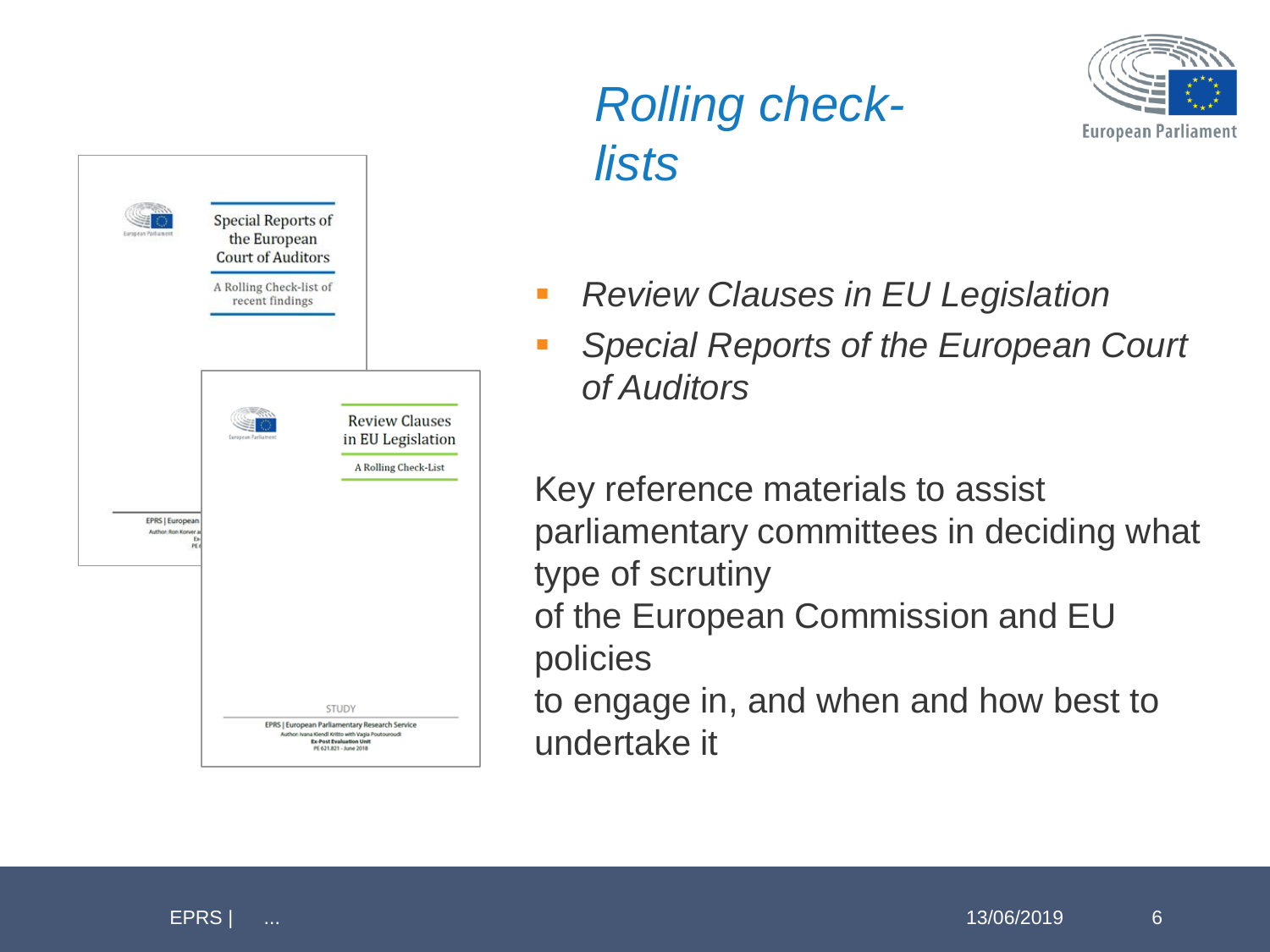# *Rolling check-lists*

- *Review Clauses in EU Legislation*
- *Special Reports of the European Court of Auditors*

Key reference materials to assist parliamentary committees in deciding what type of scrutiny of the European Commission and EU policies to engage in, and when and how best to undertake it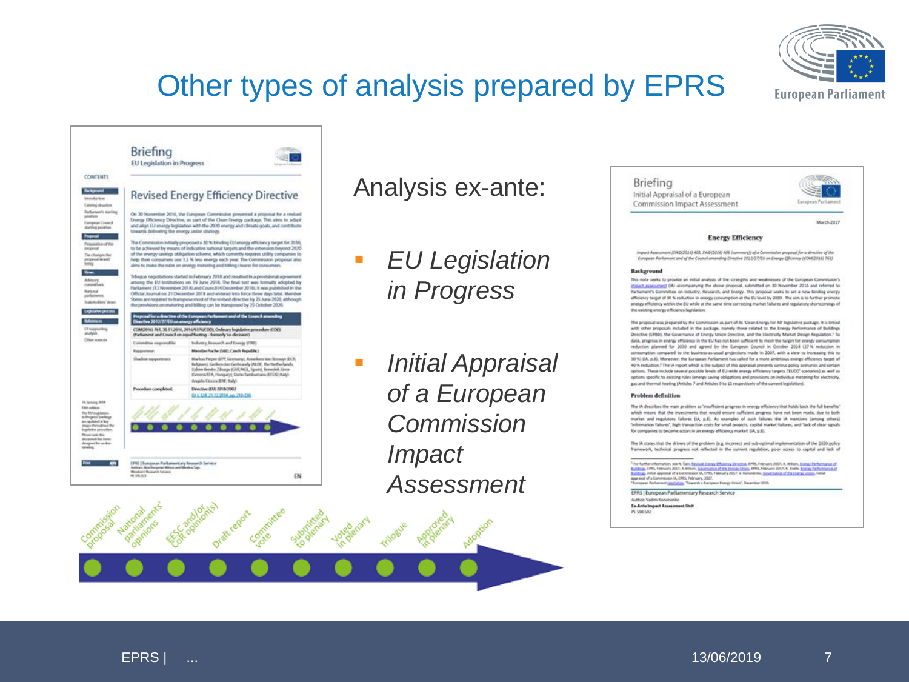# Other types of analysis prepared by EPRS

Analysis ex-ante:

- *EU Legislation in Progress*
- *Initial Appraisal of a European Commission Impact Assessment*

Commission proposal · National parliaments' opinions · EESC and/or CoR opinion(s) · Draft report · Committee vote · Submitted to plenary · Voted in plenary · Trilogue · Approved in plenary · Adoption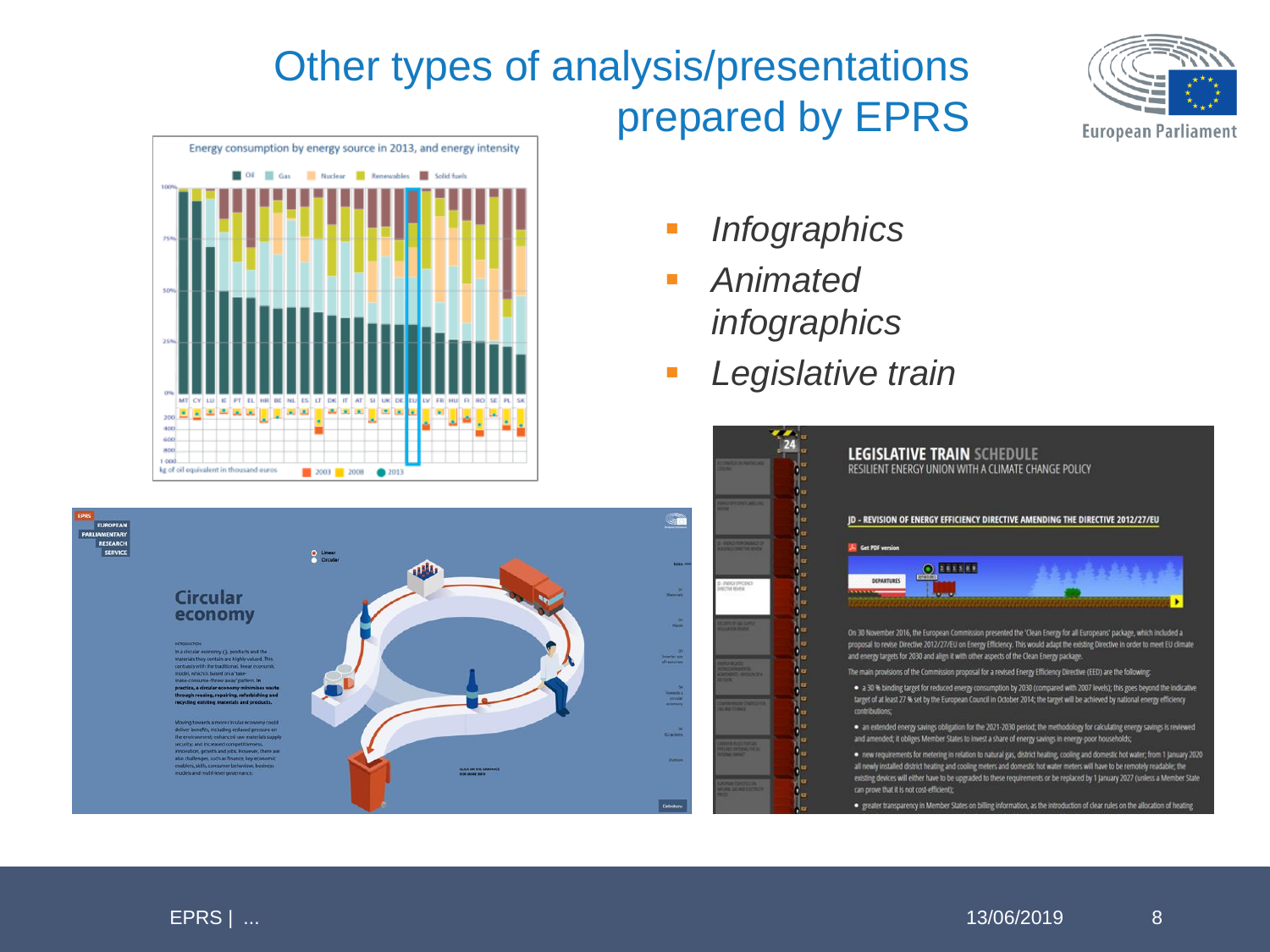# Other types of analysis/presentations prepared by EPRS

- *Infographics*
- *Animated infographics*
- *Legislative train*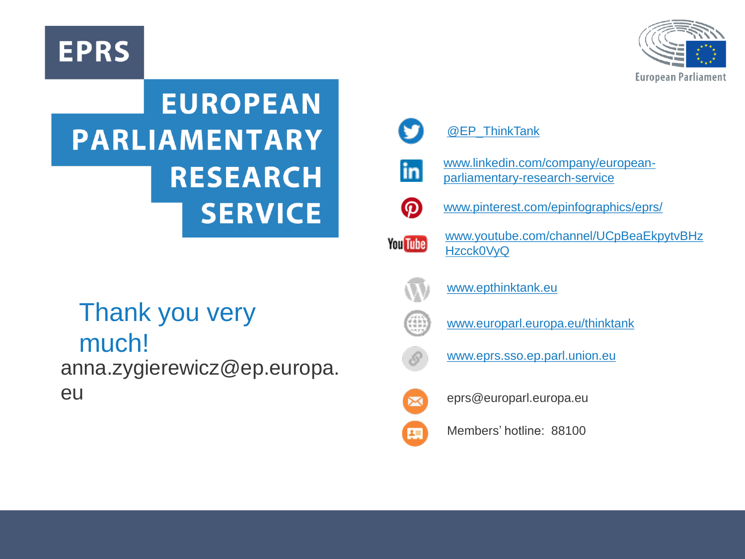EPRS

EUROPEAN PARLIAMENTARY RESEARCH SERVICE

European Parliament

Thank you very much!

anna.zygierewicz@ep.europa.eu

@EP_ThinkTank

www.linkedin.com/company/european-parliamentary-research-service

www.pinterest.com/epinfographics/eprs/

www.youtube.com/channel/UCpBeaEkpytvBHzHzcck0VyQ

www.epthinktank.eu

www.europarl.europa.eu/thinktank

www.eprs.sso.ep.parl.union.eu

eprs@europarl.europa.eu

Members' hotline: 88100